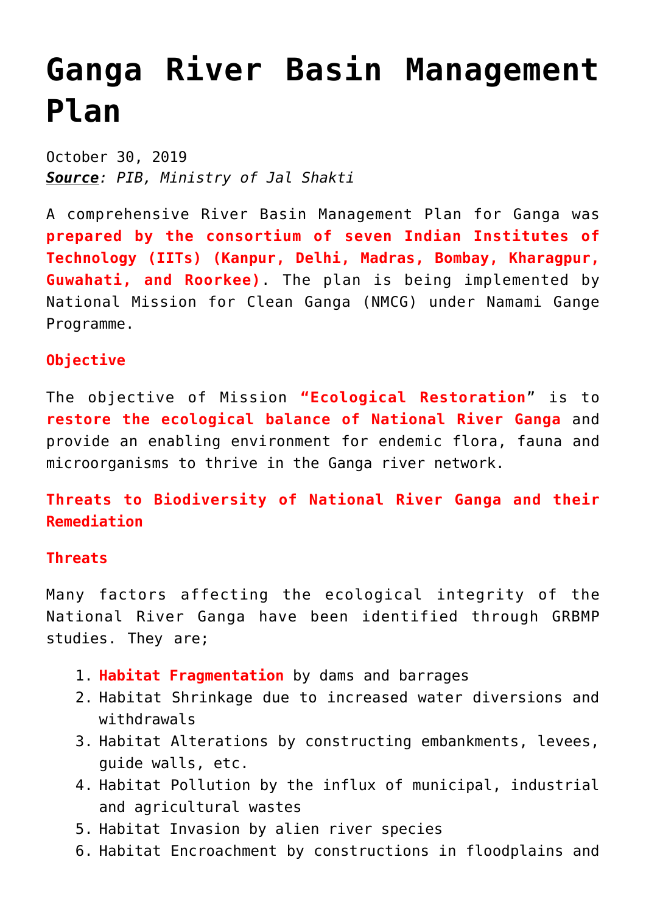# Ganga River Basin Management Plan

October 30, 2019
***Source**: PIB, Ministry of Jal Shakti*

A comprehensive River Basin Management Plan for Ganga was **prepared by the consortium of seven Indian Institutes of Technology (IITs) (Kanpur, Delhi, Madras, Bombay, Kharagpur, Guwahati, and Roorkee)**. The plan is being implemented by National Mission for Clean Ganga (NMCG) under Namami Gange Programme.

**Objective**

The objective of Mission **"Ecological Restoration"** is to **restore the ecological balance of National River Ganga** and provide an enabling environment for endemic flora, fauna and microorganisms to thrive in the Ganga river network.

**Threats to Biodiversity of National River Ganga and their Remediation**

**Threats**

Many factors affecting the ecological integrity of the National River Ganga have been identified through GRBMP studies. They are;

1. **Habitat Fragmentation** by dams and barrages
2. Habitat Shrinkage due to increased water diversions and withdrawals
3. Habitat Alterations by constructing embankments, levees, guide walls, etc.
4. Habitat Pollution by the influx of municipal, industrial and agricultural wastes
5. Habitat Invasion by alien river species
6. Habitat Encroachment by constructions in floodplains and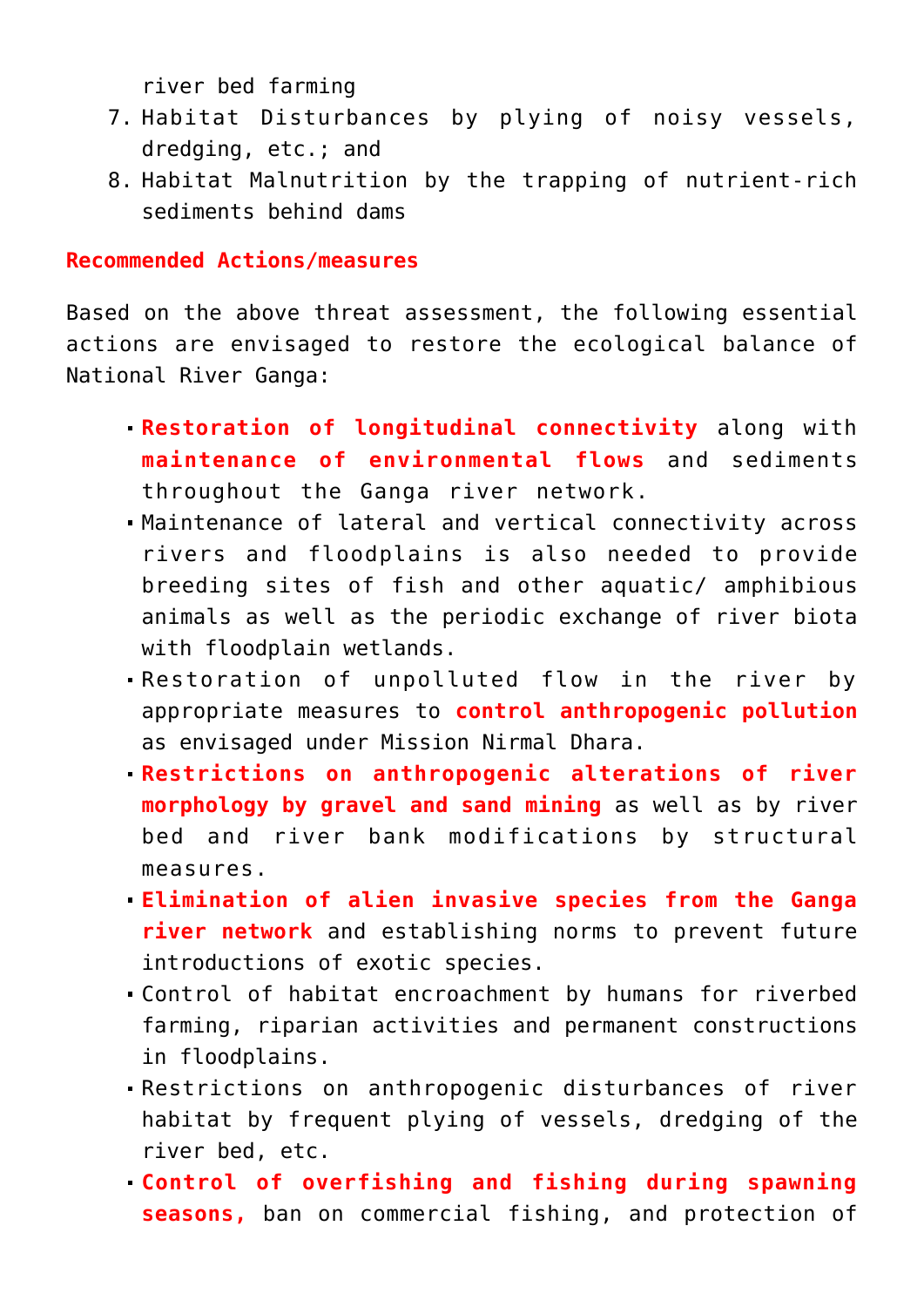river bed farming

7. Habitat Disturbances by plying of noisy vessels, dredging, etc.; and
8. Habitat Malnutrition by the trapping of nutrient-rich sediments behind dams

**Recommended Actions/measures**

Based on the above threat assessment, the following essential actions are envisaged to restore the ecological balance of National River Ganga:

- **Restoration of longitudinal connectivity** along with **maintenance of environmental flows** and sediments throughout the Ganga river network.
- Maintenance of lateral and vertical connectivity across rivers and floodplains is also needed to provide breeding sites of fish and other aquatic/ amphibious animals as well as the periodic exchange of river biota with floodplain wetlands.
- Restoration of unpolluted flow in the river by appropriate measures to **control anthropogenic pollution** as envisaged under Mission Nirmal Dhara.
- **Restrictions on anthropogenic alterations of river morphology by gravel and sand mining** as well as by river bed and river bank modifications by structural measures.
- **Elimination of alien invasive species from the Ganga river network** and establishing norms to prevent future introductions of exotic species.
- Control of habitat encroachment by humans for riverbed farming, riparian activities and permanent constructions in floodplains.
- Restrictions on anthropogenic disturbances of river habitat by frequent plying of vessels, dredging of the river bed, etc.
- **Control of overfishing and fishing during spawning seasons,** ban on commercial fishing, and protection of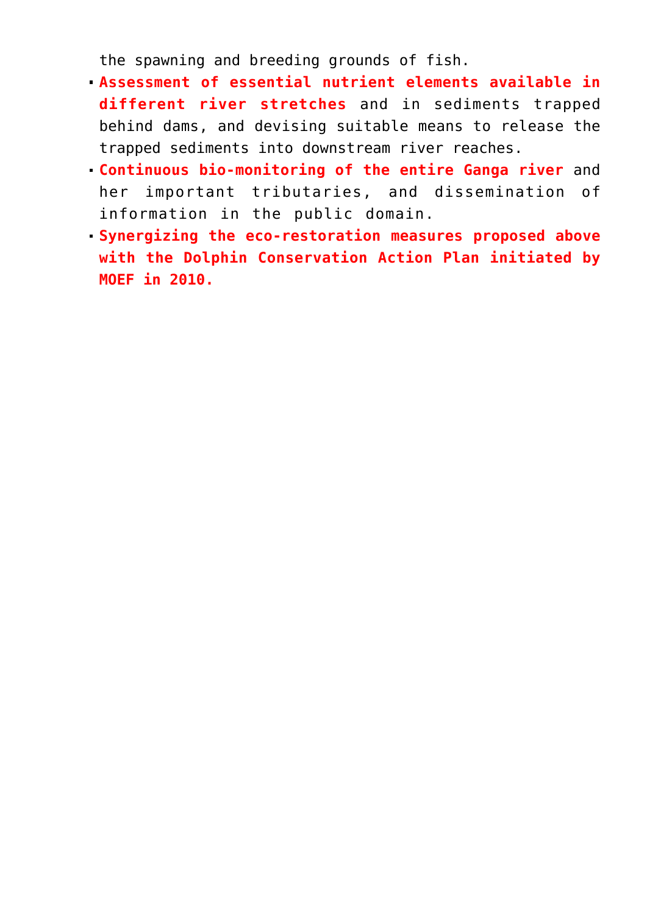the spawning and breeding grounds of fish.

- **Assessment of essential nutrient elements available in different river stretches** and in sediments trapped behind dams, and devising suitable means to release the trapped sediments into downstream river reaches.
- **Continuous bio-monitoring of the entire Ganga river** and her important tributaries, and dissemination of information in the public domain.
- **Synergizing the eco-restoration measures proposed above with the Dolphin Conservation Action Plan initiated by MOEF in 2010.**